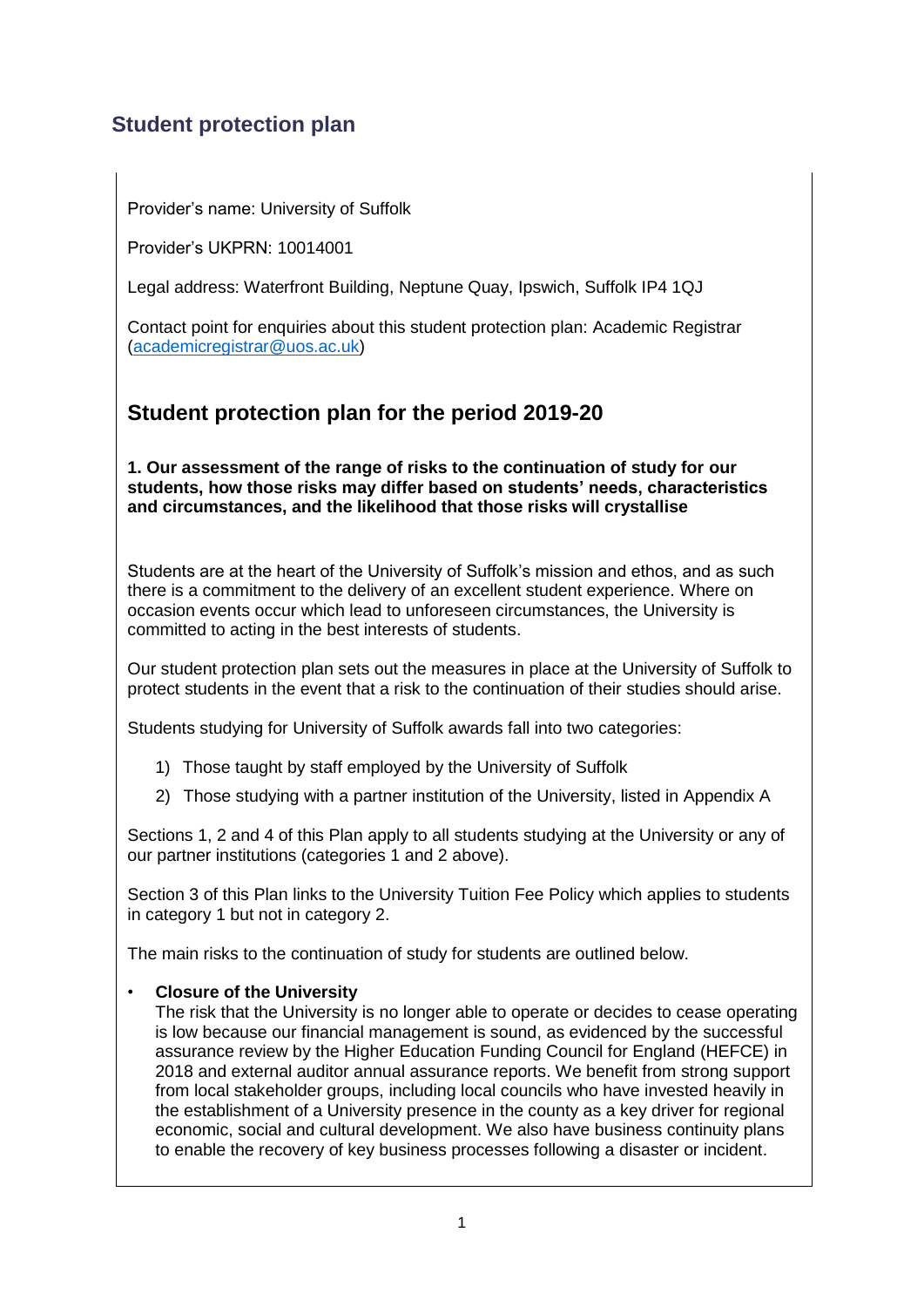## Student protection plan

Provider's name: University of Suffolk

Provider's UKPRN: 10014001

Legal address: Waterfront Building, Neptune Quay, Ipswich, Suffolk IP4 1QJ

Contact point for enquiries about this student protection plan: Academic Registrar (academicregistrar@uos.ac.uk)

## Student protection plan for the period 2019-20

**1. Our assessment of the range of risks to the continuation of study for our students, how those risks may differ based on students' needs, characteristics and circumstances, and the likelihood that those risks will crystallise**

Students are at the heart of the University of Suffolk's mission and ethos, and as such there is a commitment to the delivery of an excellent student experience. Where on occasion events occur which lead to unforeseen circumstances, the University is committed to acting in the best interests of students.

Our student protection plan sets out the measures in place at the University of Suffolk to protect students in the event that a risk to the continuation of their studies should arise.

Students studying for University of Suffolk awards fall into two categories:

1) Those taught by staff employed by the University of Suffolk
2) Those studying with a partner institution of the University, listed in Appendix A

Sections 1, 2 and 4 of this Plan apply to all students studying at the University or any of our partner institutions (categories 1 and 2 above).

Section 3 of this Plan links to the University Tuition Fee Policy which applies to students in category 1 but not in category 2.

The main risks to the continuation of study for students are outlined below.

- **Closure of the University**
  The risk that the University is no longer able to operate or decides to cease operating is low because our financial management is sound, as evidenced by the successful assurance review by the Higher Education Funding Council for England (HEFCE) in 2018 and external auditor annual assurance reports. We benefit from strong support from local stakeholder groups, including local councils who have invested heavily in the establishment of a University presence in the county as a key driver for regional economic, social and cultural development. We also have business continuity plans to enable the recovery of key business processes following a disaster or incident.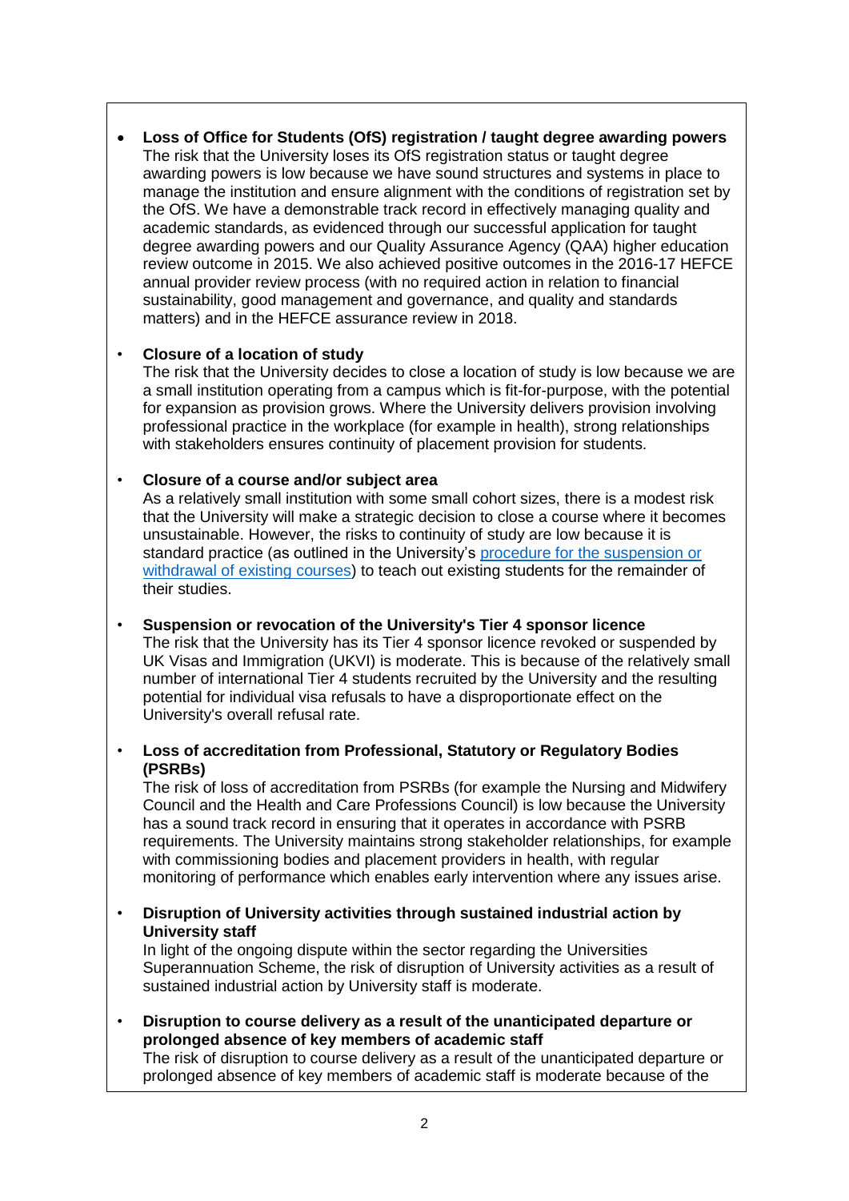- **Loss of Office for Students (OfS) registration / taught degree awarding powers**
  The risk that the University loses its OfS registration status or taught degree awarding powers is low because we have sound structures and systems in place to manage the institution and ensure alignment with the conditions of registration set by the OfS. We have a demonstrable track record in effectively managing quality and academic standards, as evidenced through our successful application for taught degree awarding powers and our Quality Assurance Agency (QAA) higher education review outcome in 2015. We also achieved positive outcomes in the 2016-17 HEFCE annual provider review process (with no required action in relation to financial sustainability, good management and governance, and quality and standards matters) and in the HEFCE assurance review in 2018.

- **Closure of a location of study**
  The risk that the University decides to close a location of study is low because we are a small institution operating from a campus which is fit-for-purpose, with the potential for expansion as provision grows. Where the University delivers provision involving professional practice in the workplace (for example in health), strong relationships with stakeholders ensures continuity of placement provision for students.

- **Closure of a course and/or subject area**
  As a relatively small institution with some small cohort sizes, there is a modest risk that the University will make a strategic decision to close a course where it becomes unsustainable. However, the risks to continuity of study are low because it is standard practice (as outlined in the University's procedure for the suspension or withdrawal of existing courses) to teach out existing students for the remainder of their studies.

- **Suspension or revocation of the University's Tier 4 sponsor licence**
  The risk that the University has its Tier 4 sponsor licence revoked or suspended by UK Visas and Immigration (UKVI) is moderate. This is because of the relatively small number of international Tier 4 students recruited by the University and the resulting potential for individual visa refusals to have a disproportionate effect on the University's overall refusal rate.

- **Loss of accreditation from Professional, Statutory or Regulatory Bodies (PSRBs)**
  The risk of loss of accreditation from PSRBs (for example the Nursing and Midwifery Council and the Health and Care Professions Council) is low because the University has a sound track record in ensuring that it operates in accordance with PSRB requirements. The University maintains strong stakeholder relationships, for example with commissioning bodies and placement providers in health, with regular monitoring of performance which enables early intervention where any issues arise.

- **Disruption of University activities through sustained industrial action by University staff**
  In light of the ongoing dispute within the sector regarding the Universities Superannuation Scheme, the risk of disruption of University activities as a result of sustained industrial action by University staff is moderate.

- **Disruption to course delivery as a result of the unanticipated departure or prolonged absence of key members of academic staff**
  The risk of disruption to course delivery as a result of the unanticipated departure or prolonged absence of key members of academic staff is moderate because of the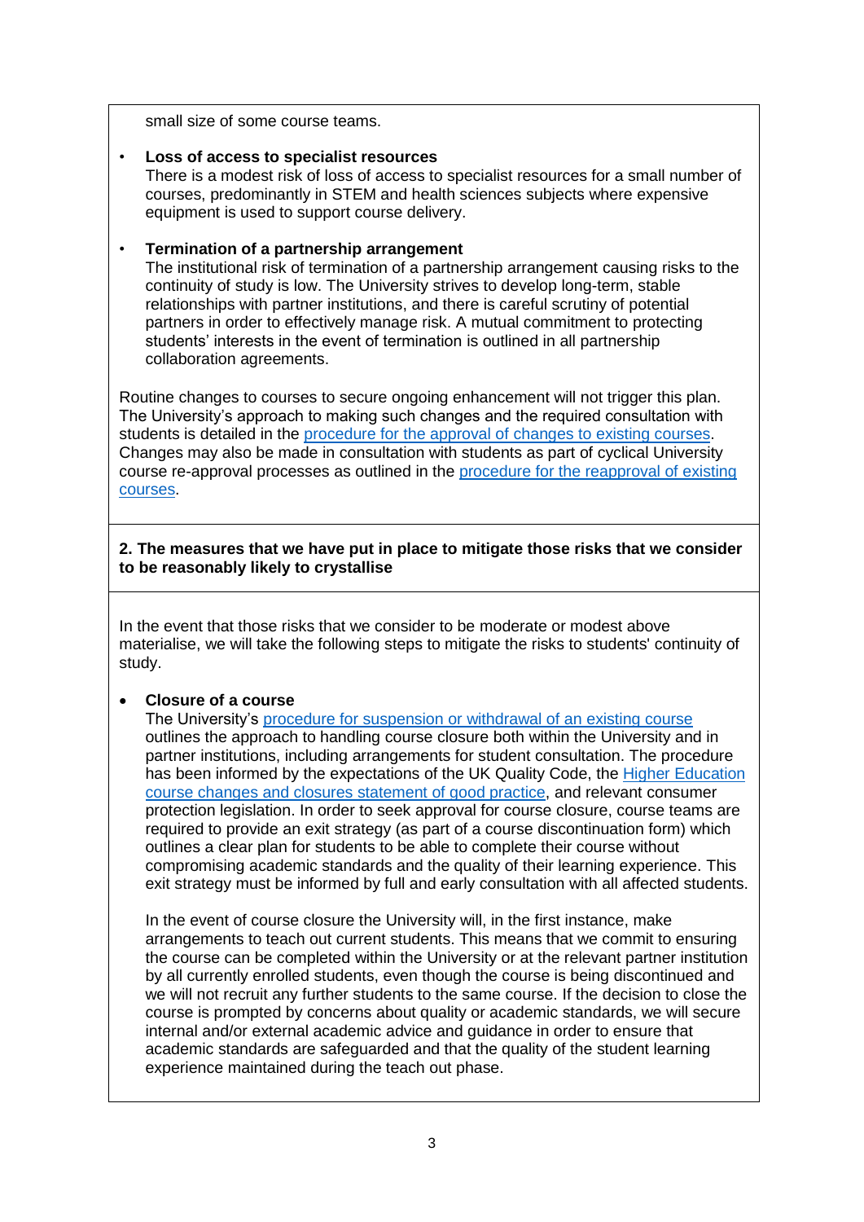small size of some course teams.

- **Loss of access to specialist resources**
  There is a modest risk of loss of access to specialist resources for a small number of courses, predominantly in STEM and health sciences subjects where expensive equipment is used to support course delivery.

- **Termination of a partnership arrangement**
  The institutional risk of termination of a partnership arrangement causing risks to the continuity of study is low. The University strives to develop long-term, stable relationships with partner institutions, and there is careful scrutiny of potential partners in order to effectively manage risk. A mutual commitment to protecting students' interests in the event of termination is outlined in all partnership collaboration agreements.

Routine changes to courses to secure ongoing enhancement will not trigger this plan. The University's approach to making such changes and the required consultation with students is detailed in the procedure for the approval of changes to existing courses. Changes may also be made in consultation with students as part of cyclical University course re-approval processes as outlined in the procedure for the reapproval of existing courses.

**2. The measures that we have put in place to mitigate those risks that we consider to be reasonably likely to crystallise**

In the event that those risks that we consider to be moderate or modest above materialise, we will take the following steps to mitigate the risks to students' continuity of study.

- **Closure of a course**
  The University's procedure for suspension or withdrawal of an existing course outlines the approach to handling course closure both within the University and in partner institutions, including arrangements for student consultation. The procedure has been informed by the expectations of the UK Quality Code, the Higher Education course changes and closures statement of good practice, and relevant consumer protection legislation. In order to seek approval for course closure, course teams are required to provide an exit strategy (as part of a course discontinuation form) which outlines a clear plan for students to be able to complete their course without compromising academic standards and the quality of their learning experience. This exit strategy must be informed by full and early consultation with all affected students.

  In the event of course closure the University will, in the first instance, make arrangements to teach out current students. This means that we commit to ensuring the course can be completed within the University or at the relevant partner institution by all currently enrolled students, even though the course is being discontinued and we will not recruit any further students to the same course. If the decision to close the course is prompted by concerns about quality or academic standards, we will secure internal and/or external academic advice and guidance in order to ensure that academic standards are safeguarded and that the quality of the student learning experience maintained during the teach out phase.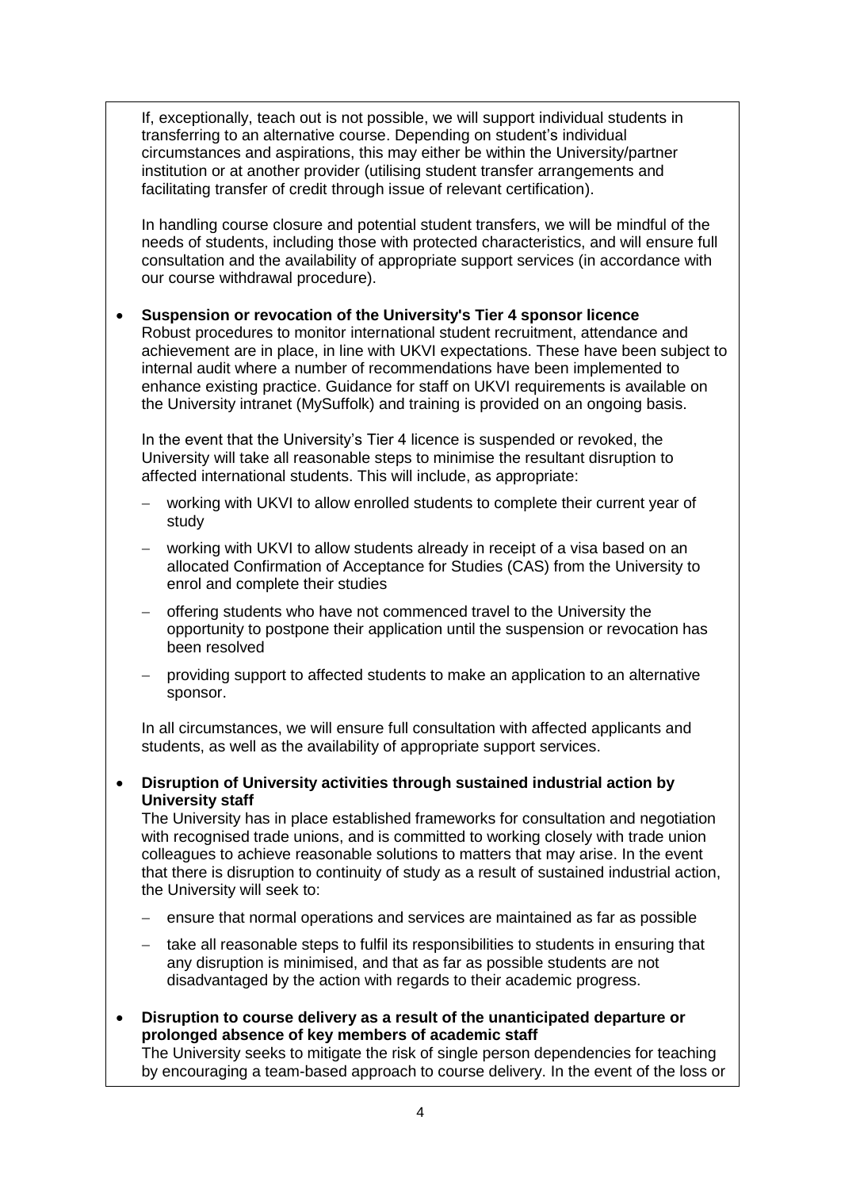If, exceptionally, teach out is not possible, we will support individual students in transferring to an alternative course. Depending on student's individual circumstances and aspirations, this may either be within the University/partner institution or at another provider (utilising student transfer arrangements and facilitating transfer of credit through issue of relevant certification).

In handling course closure and potential student transfers, we will be mindful of the needs of students, including those with protected characteristics, and will ensure full consultation and the availability of appropriate support services (in accordance with our course withdrawal procedure).

- **Suspension or revocation of the University's Tier 4 sponsor licence**
  Robust procedures to monitor international student recruitment, attendance and achievement are in place, in line with UKVI expectations. These have been subject to internal audit where a number of recommendations have been implemented to enhance existing practice. Guidance for staff on UKVI requirements is available on the University intranet (MySuffolk) and training is provided on an ongoing basis.

  In the event that the University's Tier 4 licence is suspended or revoked, the University will take all reasonable steps to minimise the resultant disruption to affected international students. This will include, as appropriate:

  - working with UKVI to allow enrolled students to complete their current year of study
  - working with UKVI to allow students already in receipt of a visa based on an allocated Confirmation of Acceptance for Studies (CAS) from the University to enrol and complete their studies
  - offering students who have not commenced travel to the University the opportunity to postpone their application until the suspension or revocation has been resolved
  - providing support to affected students to make an application to an alternative sponsor.

  In all circumstances, we will ensure full consultation with affected applicants and students, as well as the availability of appropriate support services.

- **Disruption of University activities through sustained industrial action by University staff**
  The University has in place established frameworks for consultation and negotiation with recognised trade unions, and is committed to working closely with trade union colleagues to achieve reasonable solutions to matters that may arise. In the event that there is disruption to continuity of study as a result of sustained industrial action, the University will seek to:

  - ensure that normal operations and services are maintained as far as possible
  - take all reasonable steps to fulfil its responsibilities to students in ensuring that any disruption is minimised, and that as far as possible students are not disadvantaged by the action with regards to their academic progress.

- **Disruption to course delivery as a result of the unanticipated departure or prolonged absence of key members of academic staff**
  The University seeks to mitigate the risk of single person dependencies for teaching by encouraging a team-based approach to course delivery. In the event of the loss or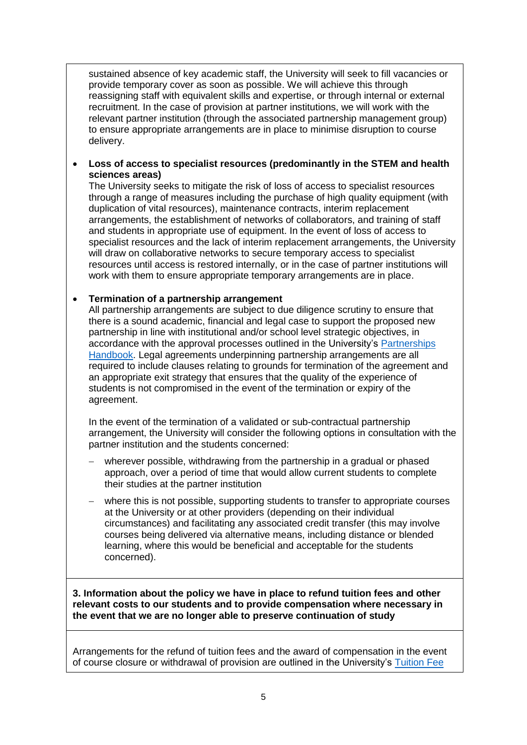sustained absence of key academic staff, the University will seek to fill vacancies or provide temporary cover as soon as possible. We will achieve this through reassigning staff with equivalent skills and expertise, or through internal or external recruitment. In the case of provision at partner institutions, we will work with the relevant partner institution (through the associated partnership management group) to ensure appropriate arrangements are in place to minimise disruption to course delivery.

- **Loss of access to specialist resources (predominantly in the STEM and health sciences areas)**
  The University seeks to mitigate the risk of loss of access to specialist resources through a range of measures including the purchase of high quality equipment (with duplication of vital resources), maintenance contracts, interim replacement arrangements, the establishment of networks of collaborators, and training of staff and students in appropriate use of equipment. In the event of loss of access to specialist resources and the lack of interim replacement arrangements, the University will draw on collaborative networks to secure temporary access to specialist resources until access is restored internally, or in the case of partner institutions will work with them to ensure appropriate temporary arrangements are in place.

- **Termination of a partnership arrangement**
  All partnership arrangements are subject to due diligence scrutiny to ensure that there is a sound academic, financial and legal case to support the proposed new partnership in line with institutional and/or school level strategic objectives, in accordance with the approval processes outlined in the University's Partnerships Handbook. Legal agreements underpinning partnership arrangements are all required to include clauses relating to grounds for termination of the agreement and an appropriate exit strategy that ensures that the quality of the experience of students is not compromised in the event of the termination or expiry of the agreement.

  In the event of the termination of a validated or sub-contractual partnership arrangement, the University will consider the following options in consultation with the partner institution and the students concerned:

  - wherever possible, withdrawing from the partnership in a gradual or phased approach, over a period of time that would allow current students to complete their studies at the partner institution
  - where this is not possible, supporting students to transfer to appropriate courses at the University or at other providers (depending on their individual circumstances) and facilitating any associated credit transfer (this may involve courses being delivered via alternative means, including distance or blended learning, where this would be beneficial and acceptable for the students concerned).

**3. Information about the policy we have in place to refund tuition fees and other relevant costs to our students and to provide compensation where necessary in the event that we are no longer able to preserve continuation of study**

Arrangements for the refund of tuition fees and the award of compensation in the event of course closure or withdrawal of provision are outlined in the University's Tuition Fee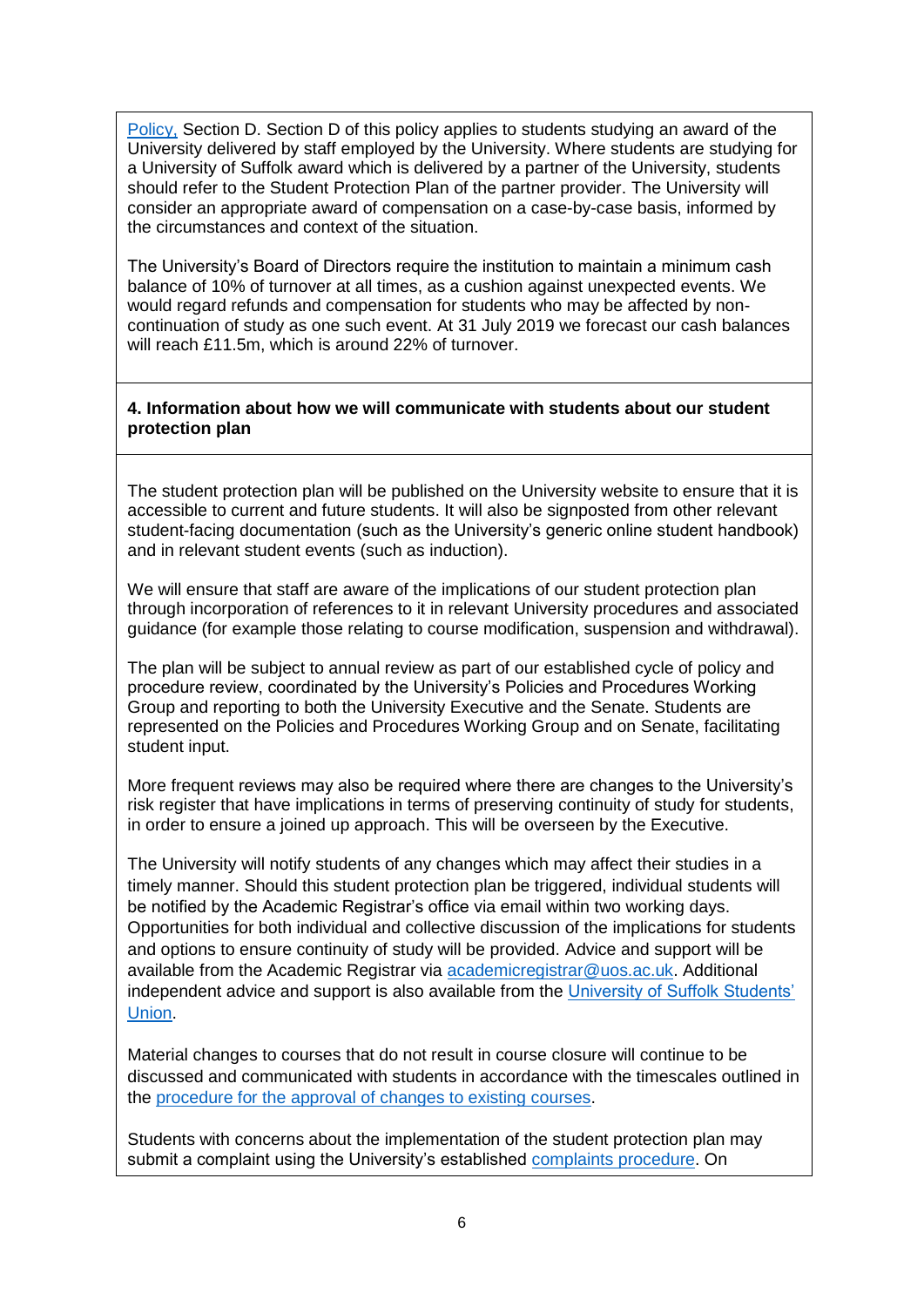Policy, Section D. Section D of this policy applies to students studying an award of the University delivered by staff employed by the University. Where students are studying for a University of Suffolk award which is delivered by a partner of the University, students should refer to the Student Protection Plan of the partner provider. The University will consider an appropriate award of compensation on a case-by-case basis, informed by the circumstances and context of the situation.

The University's Board of Directors require the institution to maintain a minimum cash balance of 10% of turnover at all times, as a cushion against unexpected events. We would regard refunds and compensation for students who may be affected by non-continuation of study as one such event. At 31 July 2019 we forecast our cash balances will reach £11.5m, which is around 22% of turnover.

**4. Information about how we will communicate with students about our student protection plan**

The student protection plan will be published on the University website to ensure that it is accessible to current and future students. It will also be signposted from other relevant student-facing documentation (such as the University's generic online student handbook) and in relevant student events (such as induction).

We will ensure that staff are aware of the implications of our student protection plan through incorporation of references to it in relevant University procedures and associated guidance (for example those relating to course modification, suspension and withdrawal).

The plan will be subject to annual review as part of our established cycle of policy and procedure review, coordinated by the University's Policies and Procedures Working Group and reporting to both the University Executive and the Senate. Students are represented on the Policies and Procedures Working Group and on Senate, facilitating student input.

More frequent reviews may also be required where there are changes to the University's risk register that have implications in terms of preserving continuity of study for students, in order to ensure a joined up approach. This will be overseen by the Executive.

The University will notify students of any changes which may affect their studies in a timely manner. Should this student protection plan be triggered, individual students will be notified by the Academic Registrar's office via email within two working days. Opportunities for both individual and collective discussion of the implications for students and options to ensure continuity of study will be provided. Advice and support will be available from the Academic Registrar via academicregistrar@uos.ac.uk. Additional independent advice and support is also available from the University of Suffolk Students' Union.

Material changes to courses that do not result in course closure will continue to be discussed and communicated with students in accordance with the timescales outlined in the procedure for the approval of changes to existing courses.

Students with concerns about the implementation of the student protection plan may submit a complaint using the University's established complaints procedure. On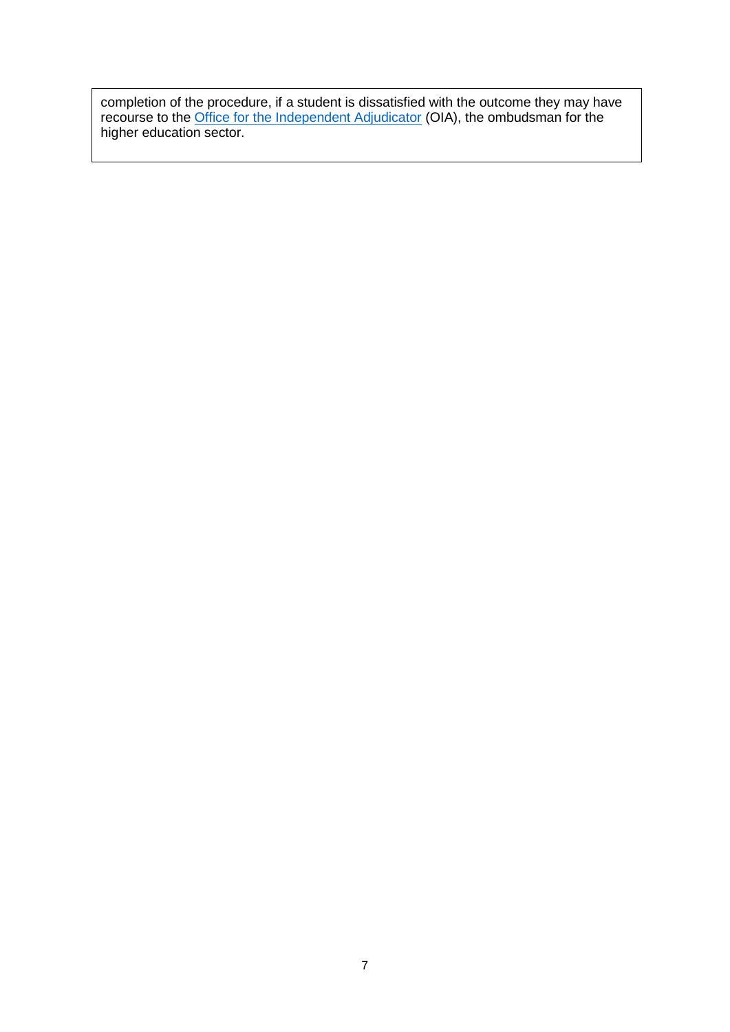completion of the procedure, if a student is dissatisfied with the outcome they may have recourse to the Office for the Independent Adjudicator (OIA), the ombudsman for the higher education sector.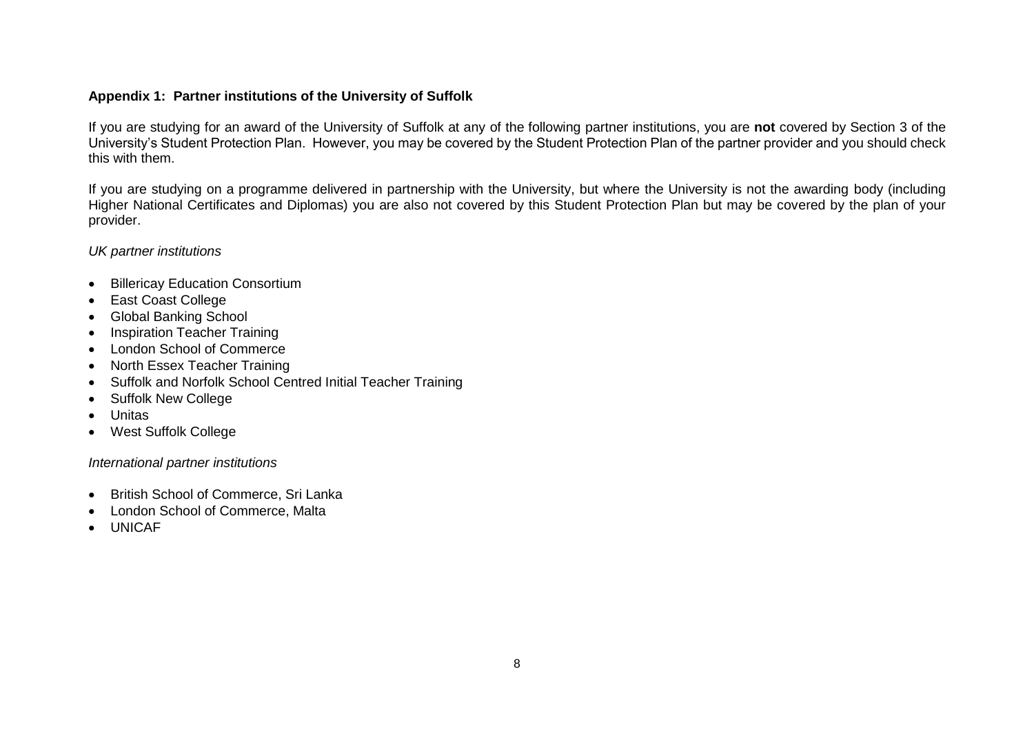### Appendix 1: Partner institutions of the University of Suffolk

If you are studying for an award of the University of Suffolk at any of the following partner institutions, you are **not** covered by Section 3 of the University's Student Protection Plan. However, you may be covered by the Student Protection Plan of the partner provider and you should check this with them.

If you are studying on a programme delivered in partnership with the University, but where the University is not the awarding body (including Higher National Certificates and Diplomas) you are also not covered by this Student Protection Plan but may be covered by the plan of your provider.

*UK partner institutions*

- Billericay Education Consortium
- East Coast College
- Global Banking School
- Inspiration Teacher Training
- London School of Commerce
- North Essex Teacher Training
- Suffolk and Norfolk School Centred Initial Teacher Training
- Suffolk New College
- Unitas
- West Suffolk College

*International partner institutions*

- British School of Commerce, Sri Lanka
- London School of Commerce, Malta
- UNICAF